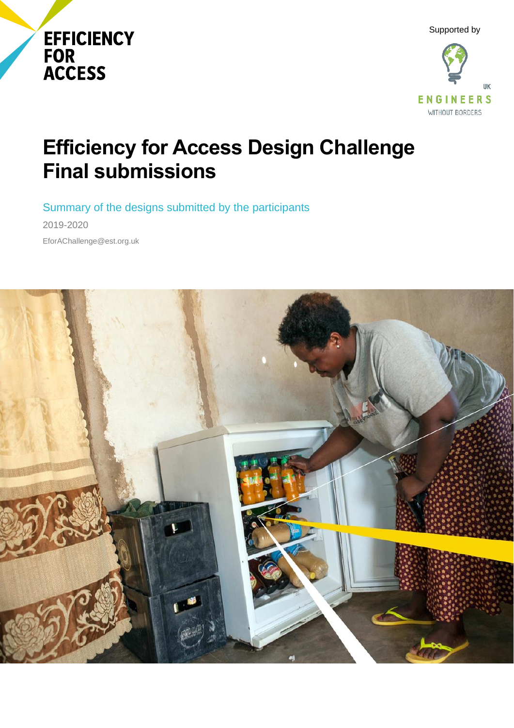EFFICIENCY FOR ACCESS

Supported by

UK ENGINEERS WITHOUT BORDERS

# Efficiency for Access Design Challenge Final submissions

Summary of the designs submitted by the participants

2019-2020

EforAChallenge@est.org.uk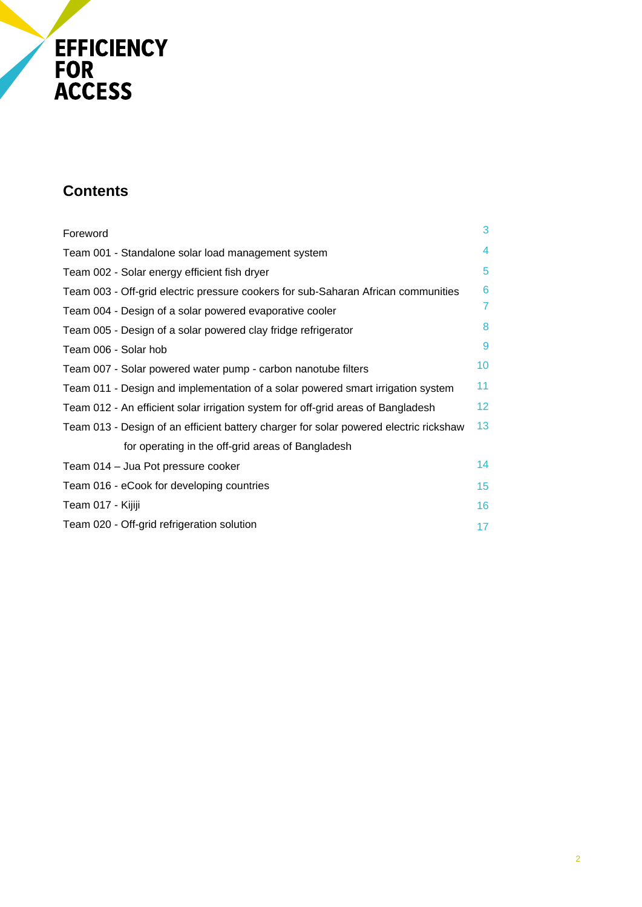EFFICIENCY FOR ACCESS

## Contents

| | |
|---|---|
| Foreword | 3 |
| Team 001 - Standalone solar load management system | 4 |
| Team 002 - Solar energy efficient fish dryer | 5 |
| Team 003 - Off-grid electric pressure cookers for sub-Saharan African communities | 6 |
| Team 004 - Design of a solar powered evaporative cooler | 7 |
| Team 005 - Design of a solar powered clay fridge refrigerator | 8 |
| Team 006 - Solar hob | 9 |
| Team 007 - Solar powered water pump - carbon nanotube filters | 10 |
| Team 011 - Design and implementation of a solar powered smart irrigation system | 11 |
| Team 012 - An efficient solar irrigation system for off-grid areas of Bangladesh | 12 |
| Team 013 - Design of an efficient battery charger for solar powered electric rickshaw for operating in the off-grid areas of Bangladesh | 13 |
| Team 014 – Jua Pot pressure cooker | 14 |
| Team 016 - eCook for developing countries | 15 |
| Team 017 - Kijiji | 16 |
| Team 020 - Off-grid refrigeration solution | 17 |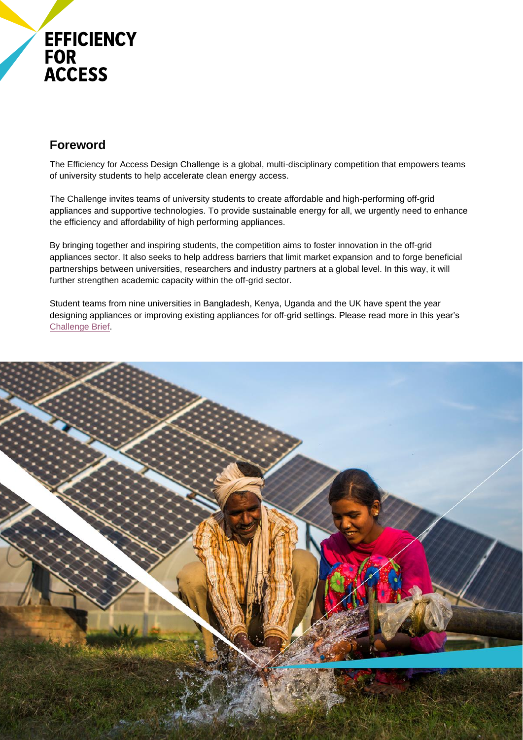**EFFICIENCY FOR ACCESS**

## Foreword

The Efficiency for Access Design Challenge is a global, multi-disciplinary competition that empowers teams of university students to help accelerate clean energy access.

The Challenge invites teams of university students to create affordable and high-performing off-grid appliances and supportive technologies. To provide sustainable energy for all, we urgently need to enhance the efficiency and affordability of high performing appliances.

By bringing together and inspiring students, the competition aims to foster innovation in the off-grid appliances sector. It also seeks to help address barriers that limit market expansion and to forge beneficial partnerships between universities, researchers and industry partners at a global level. In this way, it will further strengthen academic capacity within the off-grid sector.

Student teams from nine universities in Bangladesh, Kenya, Uganda and the UK have spent the year designing appliances or improving existing appliances for off-grid settings. Please read more in this year's Challenge Brief.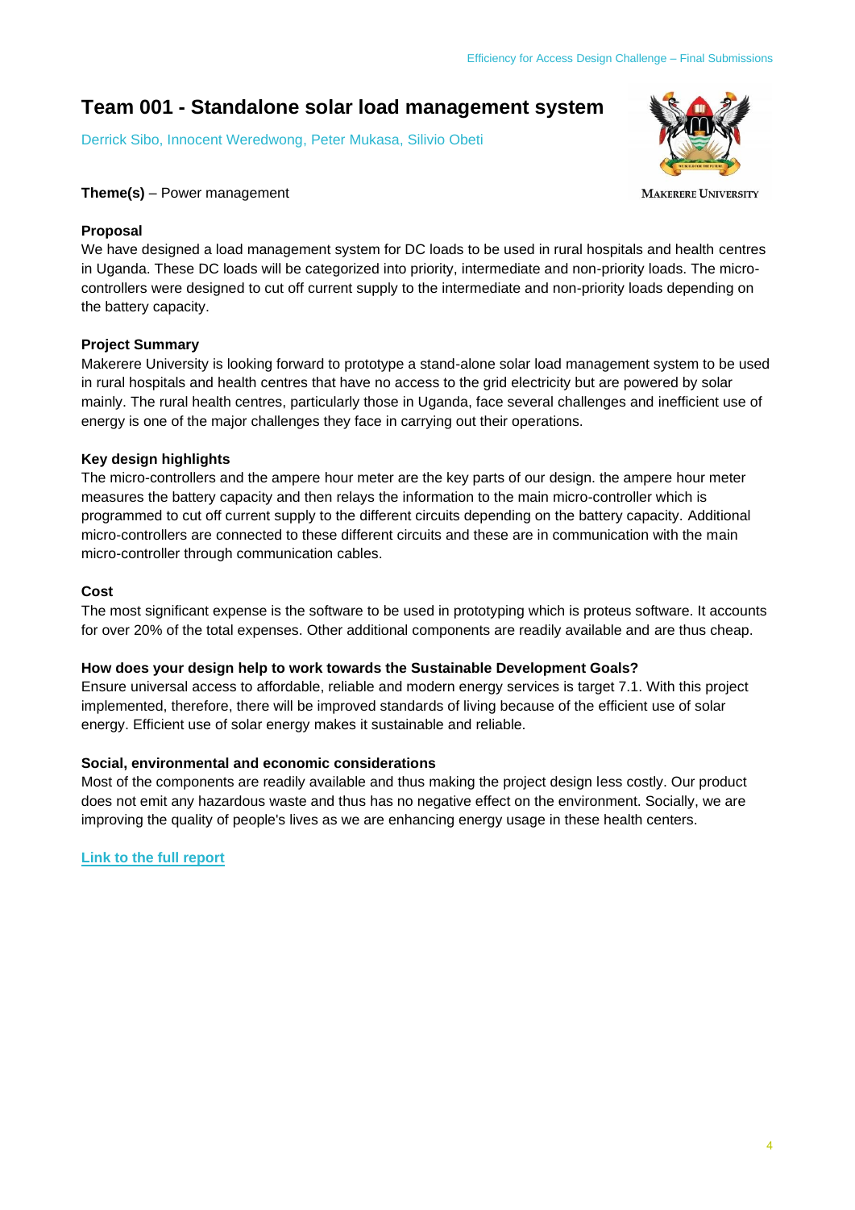# Team 001 - Standalone solar load management system

Derrick Sibo, Innocent Weredwong, Peter Mukasa, Silivio Obeti

MAKERERE UNIVERSITY

**Theme(s)** – Power management

**Proposal**

We have designed a load management system for DC loads to be used in rural hospitals and health centres in Uganda. These DC loads will be categorized into priority, intermediate and non-priority loads. The micro-controllers were designed to cut off current supply to the intermediate and non-priority loads depending on the battery capacity.

**Project Summary**

Makerere University is looking forward to prototype a stand-alone solar load management system to be used in rural hospitals and health centres that have no access to the grid electricity but are powered by solar mainly. The rural health centres, particularly those in Uganda, face several challenges and inefficient use of energy is one of the major challenges they face in carrying out their operations.

**Key design highlights**

The micro-controllers and the ampere hour meter are the key parts of our design. the ampere hour meter measures the battery capacity and then relays the information to the main micro-controller which is programmed to cut off current supply to the different circuits depending on the battery capacity. Additional micro-controllers are connected to these different circuits and these are in communication with the main micro-controller through communication cables.

**Cost**

The most significant expense is the software to be used in prototyping which is proteus software. It accounts for over 20% of the total expenses. Other additional components are readily available and are thus cheap.

**How does your design help to work towards the Sustainable Development Goals?**

Ensure universal access to affordable, reliable and modern energy services is target 7.1. With this project implemented, therefore, there will be improved standards of living because of the efficient use of solar energy. Efficient use of solar energy makes it sustainable and reliable.

**Social, environmental and economic considerations**

Most of the components are readily available and thus making the project design less costly. Our product does not emit any hazardous waste and thus has no negative effect on the environment. Socially, we are improving the quality of people's lives as we are enhancing energy usage in these health centers.

**Link to the full report**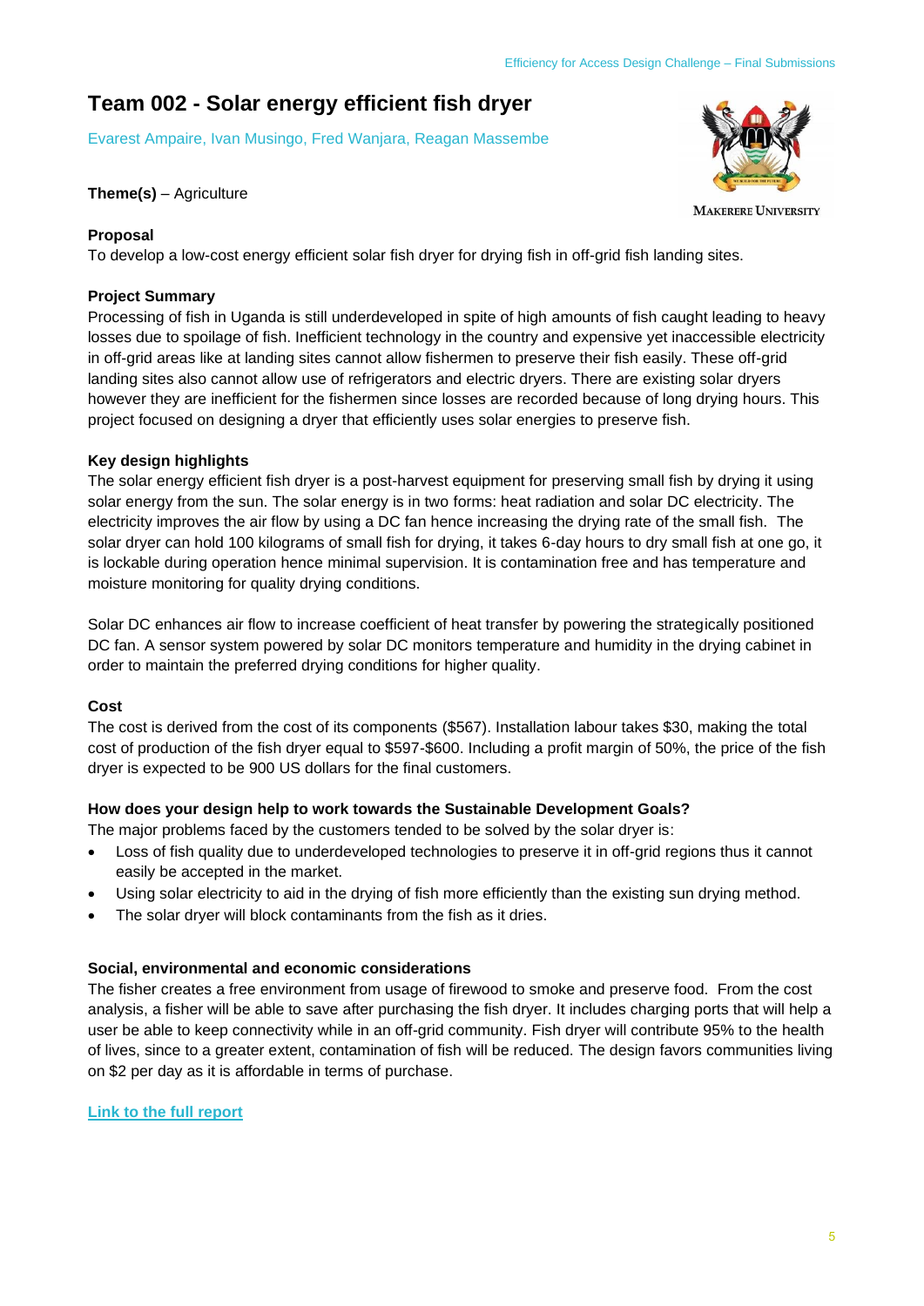## Team 002 - Solar energy efficient fish dryer

Evarest Ampaire, Ivan Musingo, Fred Wanjara, Reagan Massembe

MAKERERE UNIVERSITY

**Theme(s)** – Agriculture

**Proposal**

To develop a low-cost energy efficient solar fish dryer for drying fish in off-grid fish landing sites.

**Project Summary**

Processing of fish in Uganda is still underdeveloped in spite of high amounts of fish caught leading to heavy losses due to spoilage of fish. Inefficient technology in the country and expensive yet inaccessible electricity in off-grid areas like at landing sites cannot allow fishermen to preserve their fish easily. These off-grid landing sites also cannot allow use of refrigerators and electric dryers. There are existing solar dryers however they are inefficient for the fishermen since losses are recorded because of long drying hours. This project focused on designing a dryer that efficiently uses solar energies to preserve fish.

**Key design highlights**

The solar energy efficient fish dryer is a post-harvest equipment for preserving small fish by drying it using solar energy from the sun. The solar energy is in two forms: heat radiation and solar DC electricity. The electricity improves the air flow by using a DC fan hence increasing the drying rate of the small fish. The solar dryer can hold 100 kilograms of small fish for drying, it takes 6-day hours to dry small fish at one go, it is lockable during operation hence minimal supervision. It is contamination free and has temperature and moisture monitoring for quality drying conditions.

Solar DC enhances air flow to increase coefficient of heat transfer by powering the strategically positioned DC fan. A sensor system powered by solar DC monitors temperature and humidity in the drying cabinet in order to maintain the preferred drying conditions for higher quality.

**Cost**

The cost is derived from the cost of its components ($567). Installation labour takes $30, making the total cost of production of the fish dryer equal to $597-$600. Including a profit margin of 50%, the price of the fish dryer is expected to be 900 US dollars for the final customers.

**How does your design help to work towards the Sustainable Development Goals?**

The major problems faced by the customers tended to be solved by the solar dryer is:

- Loss of fish quality due to underdeveloped technologies to preserve it in off-grid regions thus it cannot easily be accepted in the market.
- Using solar electricity to aid in the drying of fish more efficiently than the existing sun drying method.
- The solar dryer will block contaminants from the fish as it dries.

**Social, environmental and economic considerations**

The fisher creates a free environment from usage of firewood to smoke and preserve food. From the cost analysis, a fisher will be able to save after purchasing the fish dryer. It includes charging ports that will help a user be able to keep connectivity while in an off-grid community. Fish dryer will contribute 95% to the health of lives, since to a greater extent, contamination of fish will be reduced. The design favors communities living on $2 per day as it is affordable in terms of purchase.

[Link to the full report]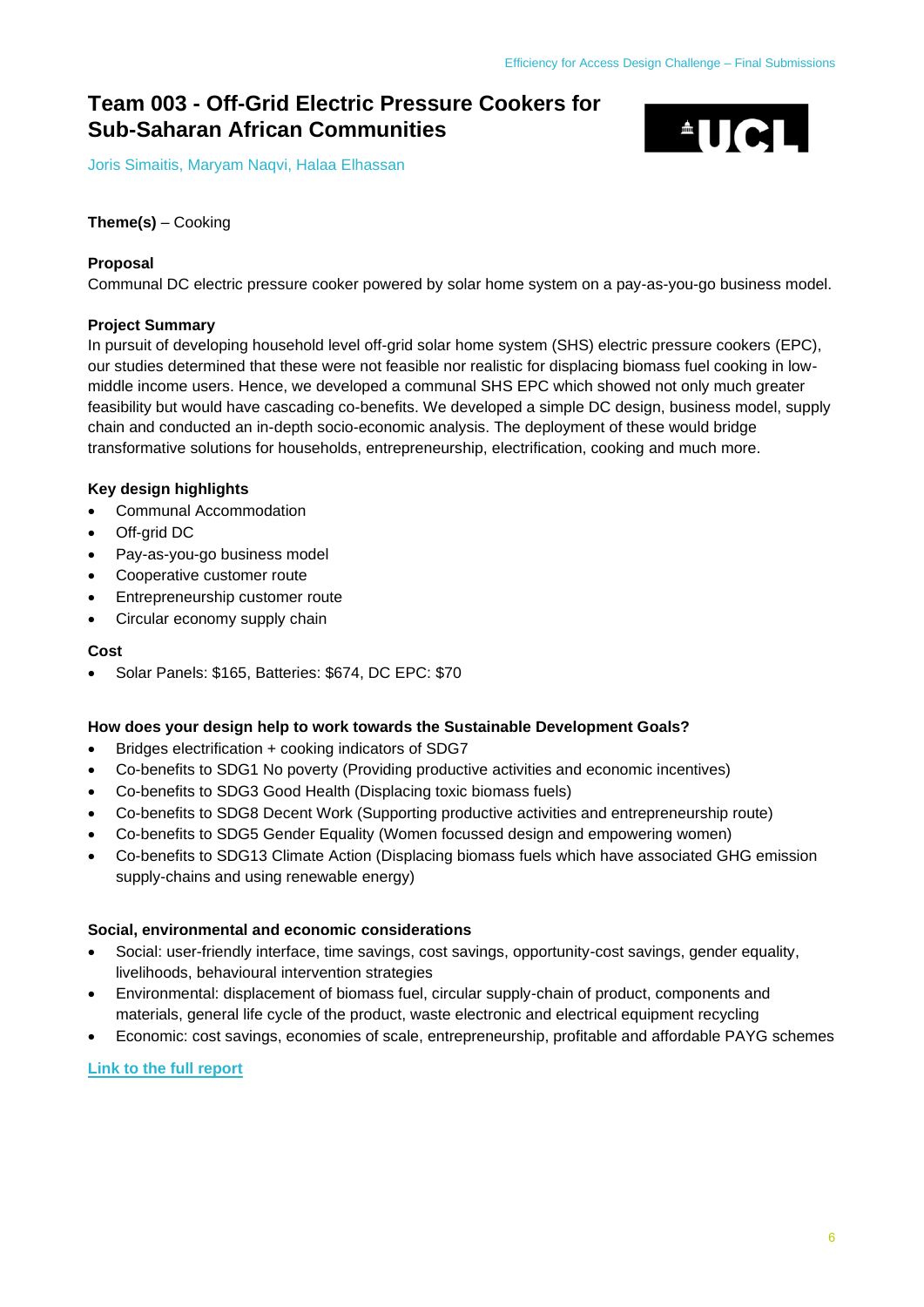# Team 003 - Off-Grid Electric Pressure Cookers for Sub-Saharan African Communities

Joris Simaitis, Maryam Naqvi, Halaa Elhassan

**Theme(s)** – Cooking

**Proposal**

Communal DC electric pressure cooker powered by solar home system on a pay-as-you-go business model.

**Project Summary**

In pursuit of developing household level off-grid solar home system (SHS) electric pressure cookers (EPC), our studies determined that these were not feasible nor realistic for displacing biomass fuel cooking in low-middle income users. Hence, we developed a communal SHS EPC which showed not only much greater feasibility but would have cascading co-benefits. We developed a simple DC design, business model, supply chain and conducted an in-depth socio-economic analysis. The deployment of these would bridge transformative solutions for households, entrepreneurship, electrification, cooking and much more.

**Key design highlights**

- Communal Accommodation
- Off-grid DC
- Pay-as-you-go business model
- Cooperative customer route
- Entrepreneurship customer route
- Circular economy supply chain

**Cost**

- Solar Panels: $165, Batteries: $674, DC EPC: $70

**How does your design help to work towards the Sustainable Development Goals?**

- Bridges electrification + cooking indicators of SDG7
- Co-benefits to SDG1 No poverty (Providing productive activities and economic incentives)
- Co-benefits to SDG3 Good Health (Displacing toxic biomass fuels)
- Co-benefits to SDG8 Decent Work (Supporting productive activities and entrepreneurship route)
- Co-benefits to SDG5 Gender Equality (Women focussed design and empowering women)
- Co-benefits to SDG13 Climate Action (Displacing biomass fuels which have associated GHG emission supply-chains and using renewable energy)

**Social, environmental and economic considerations**

- Social: user-friendly interface, time savings, cost savings, opportunity-cost savings, gender equality, livelihoods, behavioural intervention strategies
- Environmental: displacement of biomass fuel, circular supply-chain of product, components and materials, general life cycle of the product, waste electronic and electrical equipment recycling
- Economic: cost savings, economies of scale, entrepreneurship, profitable and affordable PAYG schemes

**Link to the full report**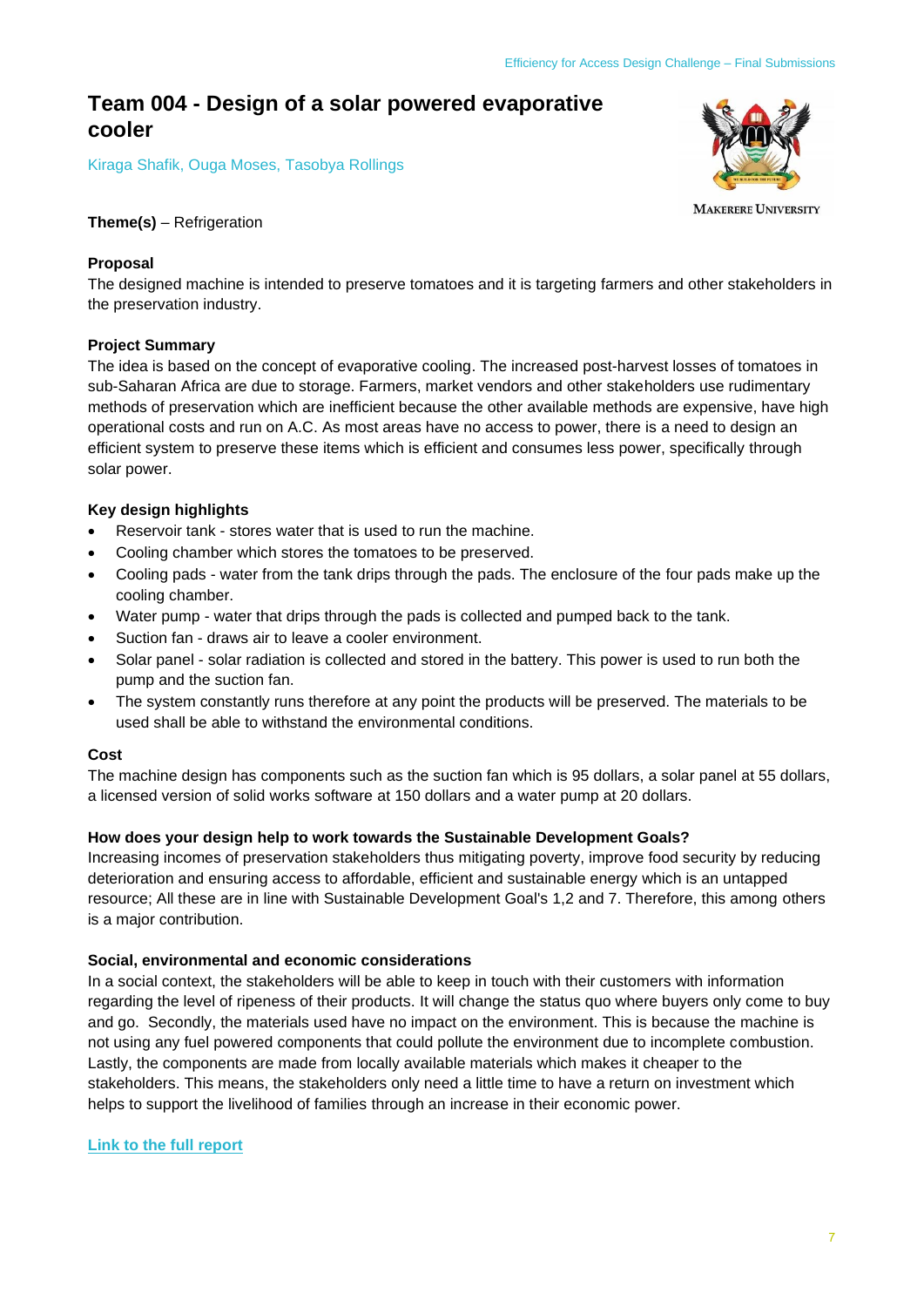# Team 004 - Design of a solar powered evaporative cooler

Kiraga Shafik, Ouga Moses, Tasobya Rollings

Makerere University

**Theme(s)** – Refrigeration

**Proposal**

The designed machine is intended to preserve tomatoes and it is targeting farmers and other stakeholders in the preservation industry.

**Project Summary**

The idea is based on the concept of evaporative cooling. The increased post-harvest losses of tomatoes in sub-Saharan Africa are due to storage. Farmers, market vendors and other stakeholders use rudimentary methods of preservation which are inefficient because the other available methods are expensive, have high operational costs and run on A.C. As most areas have no access to power, there is a need to design an efficient system to preserve these items which is efficient and consumes less power, specifically through solar power.

**Key design highlights**

- Reservoir tank - stores water that is used to run the machine.
- Cooling chamber which stores the tomatoes to be preserved.
- Cooling pads - water from the tank drips through the pads. The enclosure of the four pads make up the cooling chamber.
- Water pump - water that drips through the pads is collected and pumped back to the tank.
- Suction fan - draws air to leave a cooler environment.
- Solar panel - solar radiation is collected and stored in the battery. This power is used to run both the pump and the suction fan.
- The system constantly runs therefore at any point the products will be preserved. The materials to be used shall be able to withstand the environmental conditions.

**Cost**

The machine design has components such as the suction fan which is 95 dollars, a solar panel at 55 dollars, a licensed version of solid works software at 150 dollars and a water pump at 20 dollars.

**How does your design help to work towards the Sustainable Development Goals?**

Increasing incomes of preservation stakeholders thus mitigating poverty, improve food security by reducing deterioration and ensuring access to affordable, efficient and sustainable energy which is an untapped resource; All these are in line with Sustainable Development Goal's 1,2 and 7. Therefore, this among others is a major contribution.

**Social, environmental and economic considerations**

In a social context, the stakeholders will be able to keep in touch with their customers with information regarding the level of ripeness of their products. It will change the status quo where buyers only come to buy and go. Secondly, the materials used have no impact on the environment. This is because the machine is not using any fuel powered components that could pollute the environment due to incomplete combustion. Lastly, the components are made from locally available materials which makes it cheaper to the stakeholders. This means, the stakeholders only need a little time to have a return on investment which helps to support the livelihood of families through an increase in their economic power.

**Link to the full report**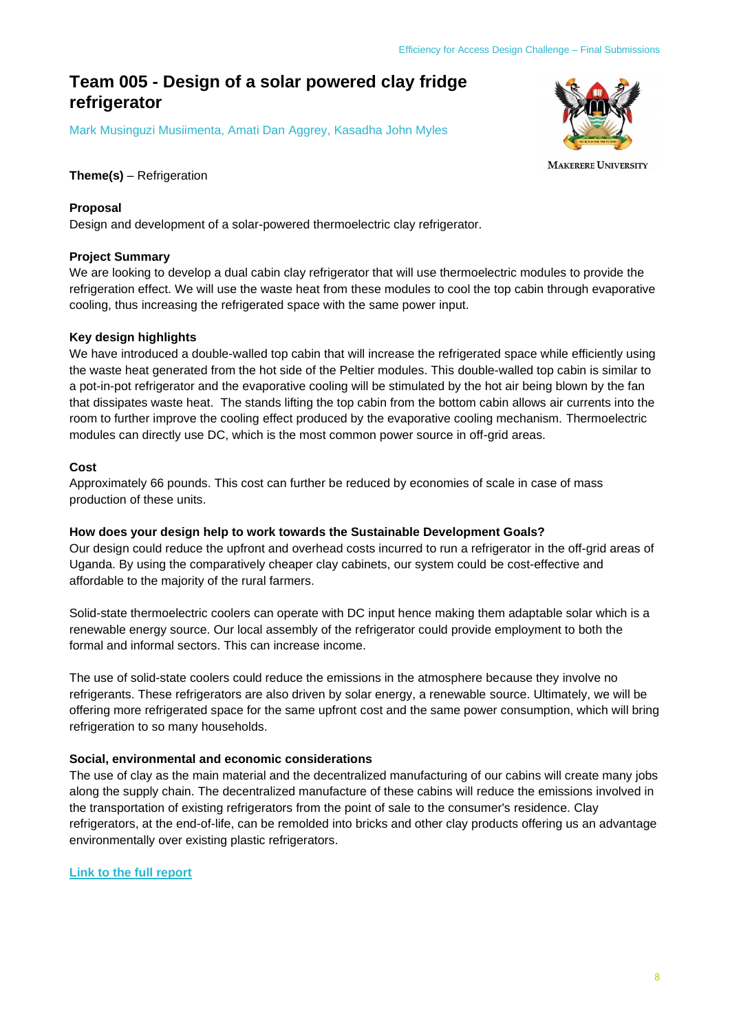# Team 005 - Design of a solar powered clay fridge refrigerator

Mark Musinguzi Musiimenta, Amati Dan Aggrey, Kasadha John Myles

MAKERERE UNIVERSITY

**Theme(s)** – Refrigeration

**Proposal**

Design and development of a solar-powered thermoelectric clay refrigerator.

**Project Summary**

We are looking to develop a dual cabin clay refrigerator that will use thermoelectric modules to provide the refrigeration effect. We will use the waste heat from these modules to cool the top cabin through evaporative cooling, thus increasing the refrigerated space with the same power input.

**Key design highlights**

We have introduced a double-walled top cabin that will increase the refrigerated space while efficiently using the waste heat generated from the hot side of the Peltier modules. This double-walled top cabin is similar to a pot-in-pot refrigerator and the evaporative cooling will be stimulated by the hot air being blown by the fan that dissipates waste heat. The stands lifting the top cabin from the bottom cabin allows air currents into the room to further improve the cooling effect produced by the evaporative cooling mechanism. Thermoelectric modules can directly use DC, which is the most common power source in off-grid areas.

**Cost**

Approximately 66 pounds. This cost can further be reduced by economies of scale in case of mass production of these units.

**How does your design help to work towards the Sustainable Development Goals?**

Our design could reduce the upfront and overhead costs incurred to run a refrigerator in the off-grid areas of Uganda. By using the comparatively cheaper clay cabinets, our system could be cost-effective and affordable to the majority of the rural farmers.

Solid-state thermoelectric coolers can operate with DC input hence making them adaptable solar which is a renewable energy source. Our local assembly of the refrigerator could provide employment to both the formal and informal sectors. This can increase income.

The use of solid-state coolers could reduce the emissions in the atmosphere because they involve no refrigerants. These refrigerators are also driven by solar energy, a renewable source. Ultimately, we will be offering more refrigerated space for the same upfront cost and the same power consumption, which will bring refrigeration to so many households.

**Social, environmental and economic considerations**

The use of clay as the main material and the decentralized manufacturing of our cabins will create many jobs along the supply chain. The decentralized manufacture of these cabins will reduce the emissions involved in the transportation of existing refrigerators from the point of sale to the consumer's residence. Clay refrigerators, at the end-of-life, can be remolded into bricks and other clay products offering us an advantage environmentally over existing plastic refrigerators.

**Link to the full report**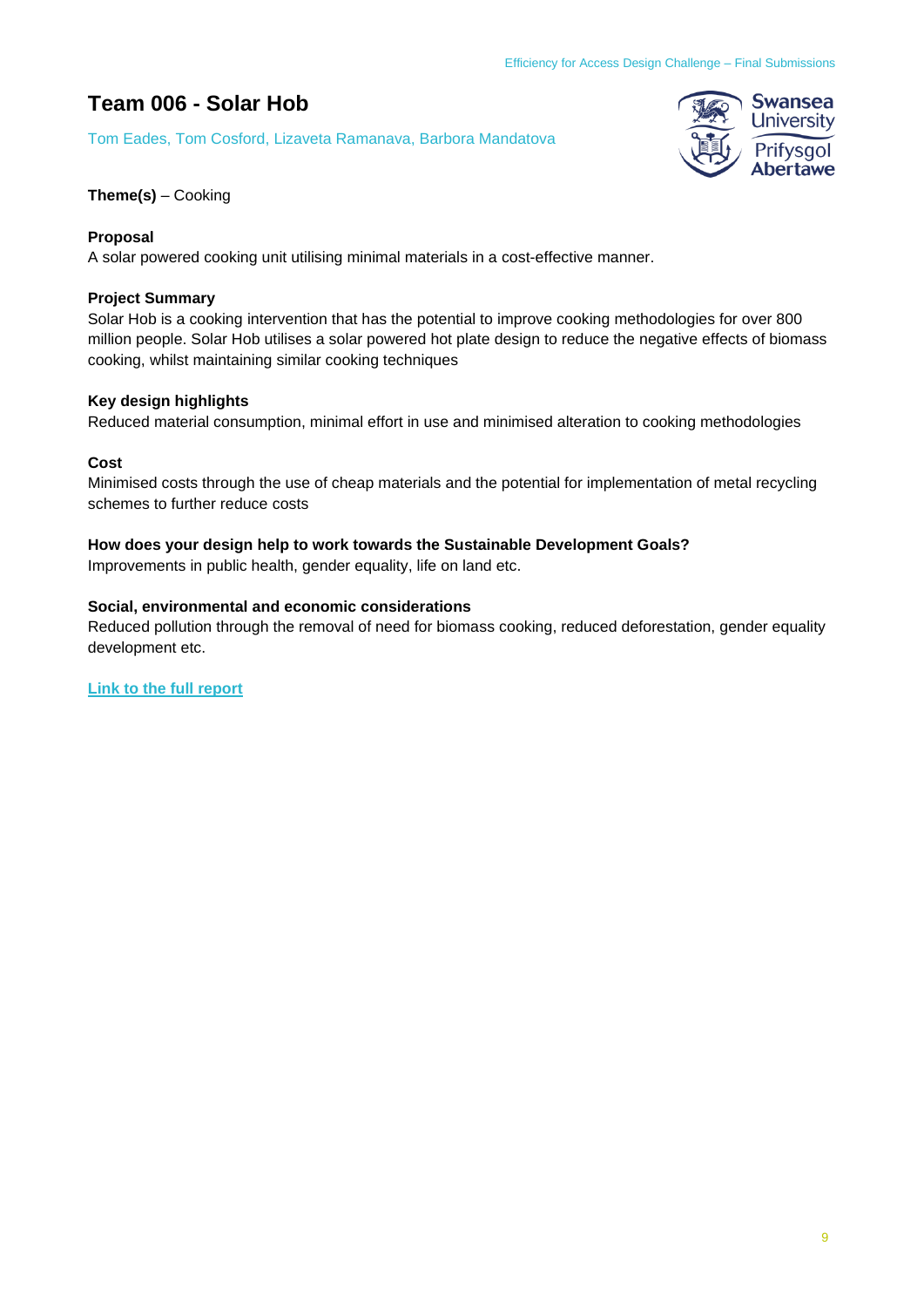# Team 006 - Solar Hob

Tom Eades, Tom Cosford, Lizaveta Ramanava, Barbora Mandatova

**Theme(s)** – Cooking

**Proposal**

A solar powered cooking unit utilising minimal materials in a cost-effective manner.

**Project Summary**

Solar Hob is a cooking intervention that has the potential to improve cooking methodologies for over 800 million people. Solar Hob utilises a solar powered hot plate design to reduce the negative effects of biomass cooking, whilst maintaining similar cooking techniques

**Key design highlights**

Reduced material consumption, minimal effort in use and minimised alteration to cooking methodologies

**Cost**

Minimised costs through the use of cheap materials and the potential for implementation of metal recycling schemes to further reduce costs

**How does your design help to work towards the Sustainable Development Goals?**

Improvements in public health, gender equality, life on land etc.

**Social, environmental and economic considerations**

Reduced pollution through the removal of need for biomass cooking, reduced deforestation, gender equality development etc.

**Link to the full report**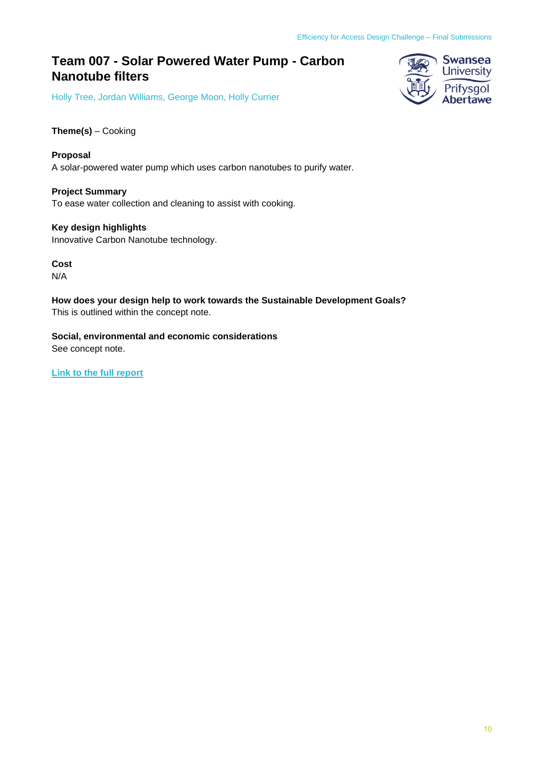# Team 007 - Solar Powered Water Pump - Carbon Nanotube filters

Holly Tree, Jordan Williams, George Moon, Holly Currier

**Theme(s)** – Cooking

**Proposal**

A solar-powered water pump which uses carbon nanotubes to purify water.

**Project Summary**

To ease water collection and cleaning to assist with cooking.

**Key design highlights**

Innovative Carbon Nanotube technology.

**Cost**

N/A

**How does your design help to work towards the Sustainable Development Goals?**

This is outlined within the concept note.

**Social, environmental and economic considerations**

See concept note.

**Link to the full report**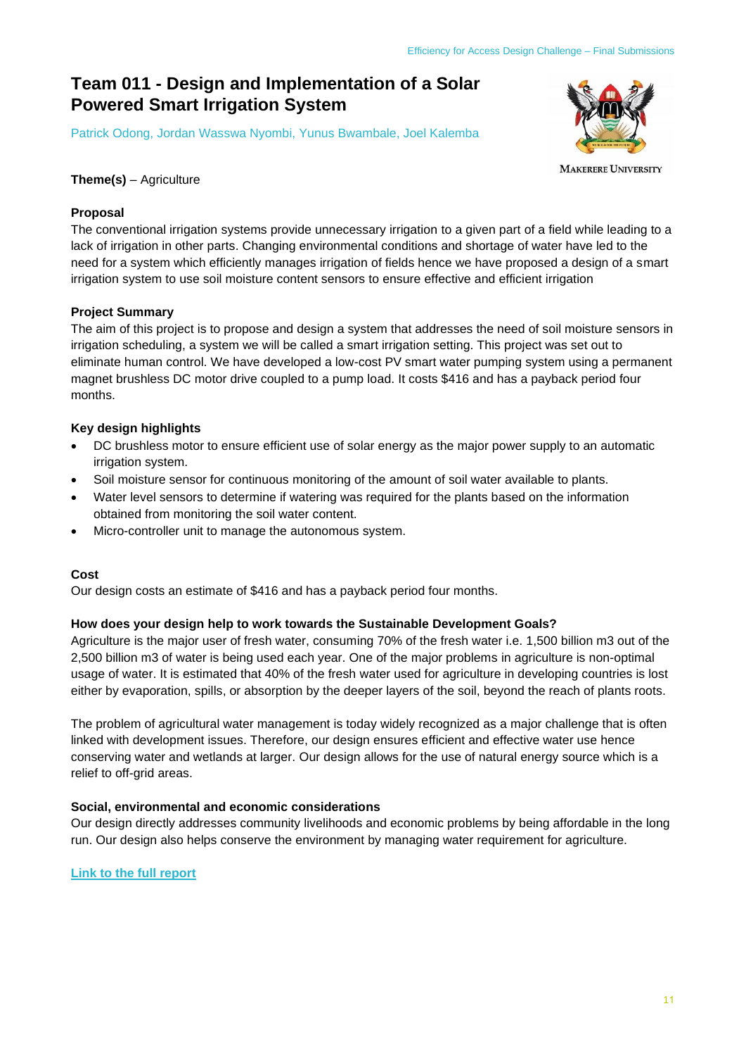# Team 011 - Design and Implementation of a Solar Powered Smart Irrigation System

Patrick Odong, Jordan Wasswa Nyombi, Yunus Bwambale, Joel Kalemba

Makerere University

**Theme(s)** – Agriculture

**Proposal**

The conventional irrigation systems provide unnecessary irrigation to a given part of a field while leading to a lack of irrigation in other parts. Changing environmental conditions and shortage of water have led to the need for a system which efficiently manages irrigation of fields hence we have proposed a design of a smart irrigation system to use soil moisture content sensors to ensure effective and efficient irrigation

**Project Summary**

The aim of this project is to propose and design a system that addresses the need of soil moisture sensors in irrigation scheduling, a system we will be called a smart irrigation setting. This project was set out to eliminate human control. We have developed a low-cost PV smart water pumping system using a permanent magnet brushless DC motor drive coupled to a pump load. It costs $416 and has a payback period four months.

**Key design highlights**

- DC brushless motor to ensure efficient use of solar energy as the major power supply to an automatic irrigation system.
- Soil moisture sensor for continuous monitoring of the amount of soil water available to plants.
- Water level sensors to determine if watering was required for the plants based on the information obtained from monitoring the soil water content.
- Micro-controller unit to manage the autonomous system.

**Cost**

Our design costs an estimate of $416 and has a payback period four months.

**How does your design help to work towards the Sustainable Development Goals?**

Agriculture is the major user of fresh water, consuming 70% of the fresh water i.e. 1,500 billion m3 out of the 2,500 billion m3 of water is being used each year. One of the major problems in agriculture is non-optimal usage of water. It is estimated that 40% of the fresh water used for agriculture in developing countries is lost either by evaporation, spills, or absorption by the deeper layers of the soil, beyond the reach of plants roots.

The problem of agricultural water management is today widely recognized as a major challenge that is often linked with development issues. Therefore, our design ensures efficient and effective water use hence conserving water and wetlands at larger. Our design allows for the use of natural energy source which is a relief to off-grid areas.

**Social, environmental and economic considerations**

Our design directly addresses community livelihoods and economic problems by being affordable in the long run. Our design also helps conserve the environment by managing water requirement for agriculture.

[Link to the full report]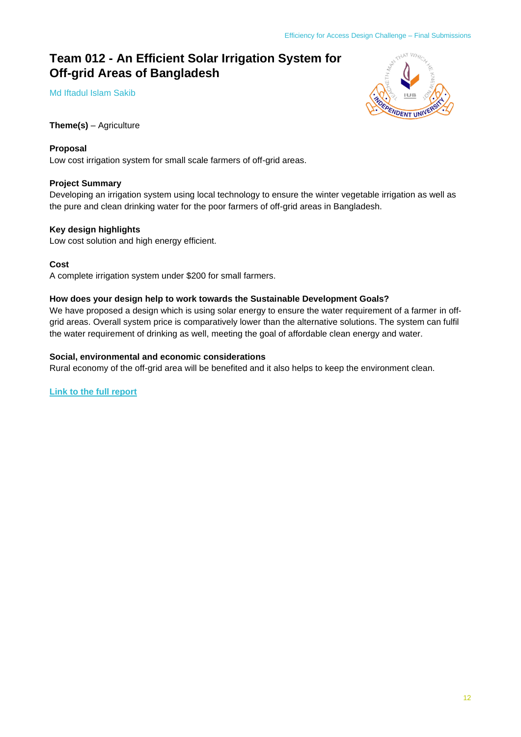# Team 012 - An Efficient Solar Irrigation System for Off-grid Areas of Bangladesh

Md Iftadul Islam Sakib

**Theme(s)** – Agriculture

**Proposal**

Low cost irrigation system for small scale farmers of off-grid areas.

**Project Summary**

Developing an irrigation system using local technology to ensure the winter vegetable irrigation as well as the pure and clean drinking water for the poor farmers of off-grid areas in Bangladesh.

**Key design highlights**

Low cost solution and high energy efficient.

**Cost**

A complete irrigation system under $200 for small farmers.

**How does your design help to work towards the Sustainable Development Goals?**

We have proposed a design which is using solar energy to ensure the water requirement of a farmer in off-grid areas. Overall system price is comparatively lower than the alternative solutions. The system can fulfil the water requirement of drinking as well, meeting the goal of affordable clean energy and water.

**Social, environmental and economic considerations**

Rural economy of the off-grid area will be benefited and it also helps to keep the environment clean.

Link to the full report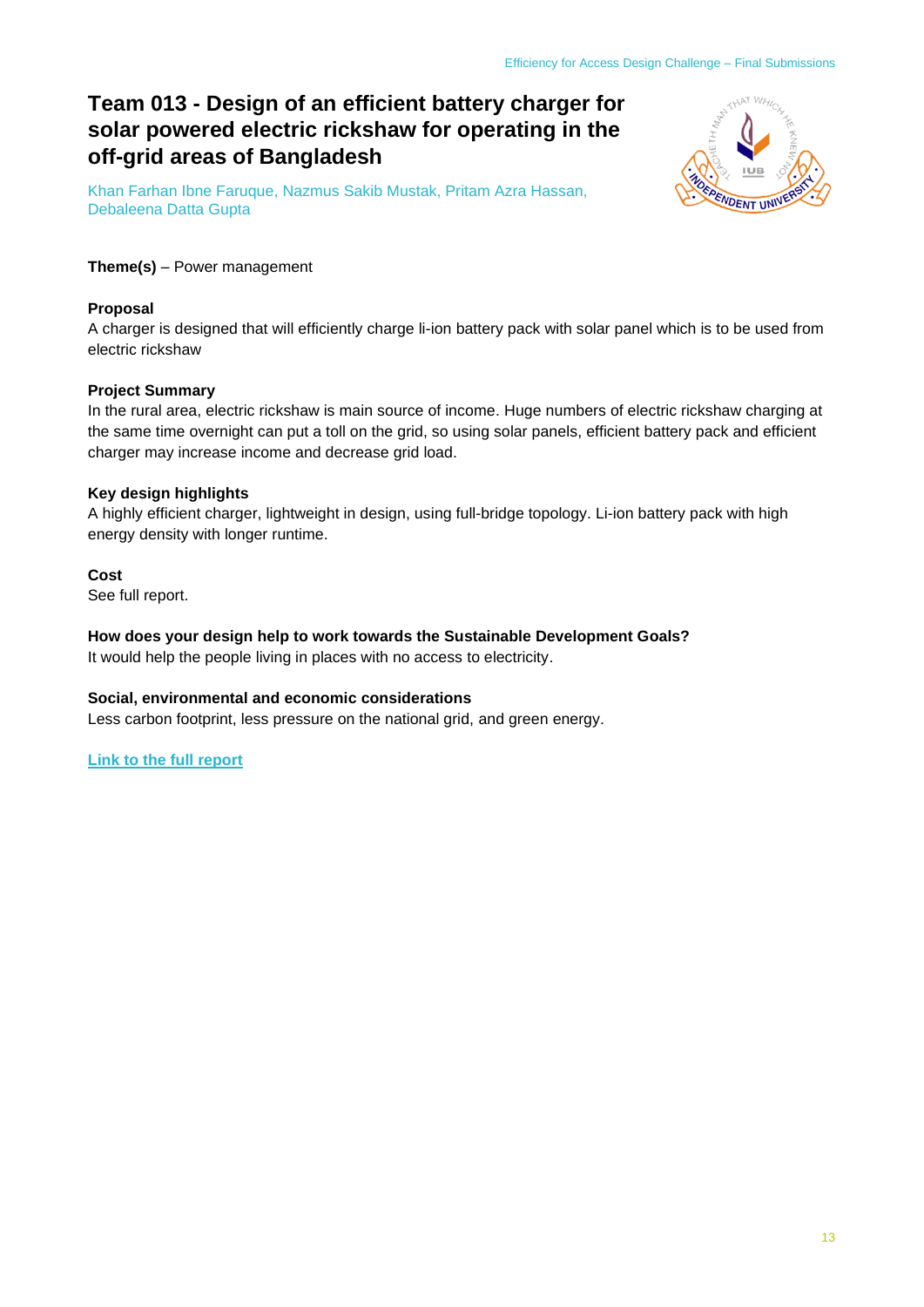# Team 013 - Design of an efficient battery charger for solar powered electric rickshaw for operating in the off-grid areas of Bangladesh

Khan Farhan Ibne Faruque, Nazmus Sakib Mustak, Pritam Azra Hassan, Debaleena Datta Gupta

**Theme(s)** – Power management

**Proposal**

A charger is designed that will efficiently charge li-ion battery pack with solar panel which is to be used from electric rickshaw

**Project Summary**

In the rural area, electric rickshaw is main source of income. Huge numbers of electric rickshaw charging at the same time overnight can put a toll on the grid, so using solar panels, efficient battery pack and efficient charger may increase income and decrease grid load.

**Key design highlights**

A highly efficient charger, lightweight in design, using full-bridge topology. Li-ion battery pack with high energy density with longer runtime.

**Cost**

See full report.

**How does your design help to work towards the Sustainable Development Goals?**

It would help the people living in places with no access to electricity.

**Social, environmental and economic considerations**

Less carbon footprint, less pressure on the national grid, and green energy.

Link to the full report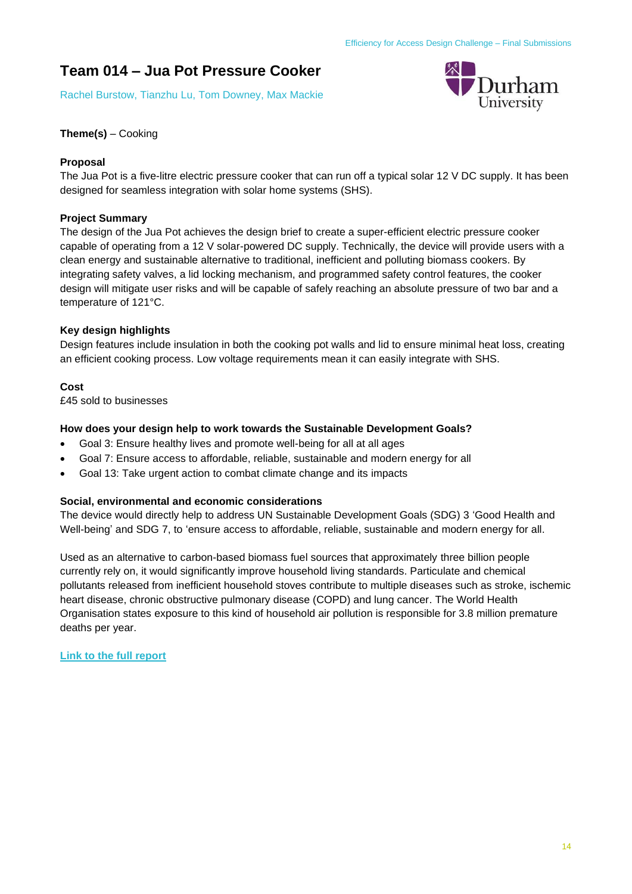# Team 014 – Jua Pot Pressure Cooker

Rachel Burstow, Tianzhu Lu, Tom Downey, Max Mackie

**Theme(s)** – Cooking

**Proposal**

The Jua Pot is a five-litre electric pressure cooker that can run off a typical solar 12 V DC supply. It has been designed for seamless integration with solar home systems (SHS).

**Project Summary**

The design of the Jua Pot achieves the design brief to create a super-efficient electric pressure cooker capable of operating from a 12 V solar-powered DC supply. Technically, the device will provide users with a clean energy and sustainable alternative to traditional, inefficient and polluting biomass cookers. By integrating safety valves, a lid locking mechanism, and programmed safety control features, the cooker design will mitigate user risks and will be capable of safely reaching an absolute pressure of two bar and a temperature of 121°C.

**Key design highlights**

Design features include insulation in both the cooking pot walls and lid to ensure minimal heat loss, creating an efficient cooking process. Low voltage requirements mean it can easily integrate with SHS.

**Cost**

£45 sold to businesses

**How does your design help to work towards the Sustainable Development Goals?**

- Goal 3: Ensure healthy lives and promote well-being for all at all ages
- Goal 7: Ensure access to affordable, reliable, sustainable and modern energy for all
- Goal 13: Take urgent action to combat climate change and its impacts

**Social, environmental and economic considerations**

The device would directly help to address UN Sustainable Development Goals (SDG) 3 'Good Health and Well-being' and SDG 7, to 'ensure access to affordable, reliable, sustainable and modern energy for all.

Used as an alternative to carbon-based biomass fuel sources that approximately three billion people currently rely on, it would significantly improve household living standards. Particulate and chemical pollutants released from inefficient household stoves contribute to multiple diseases such as stroke, ischemic heart disease, chronic obstructive pulmonary disease (COPD) and lung cancer. The World Health Organisation states exposure to this kind of household air pollution is responsible for 3.8 million premature deaths per year.

Link to the full report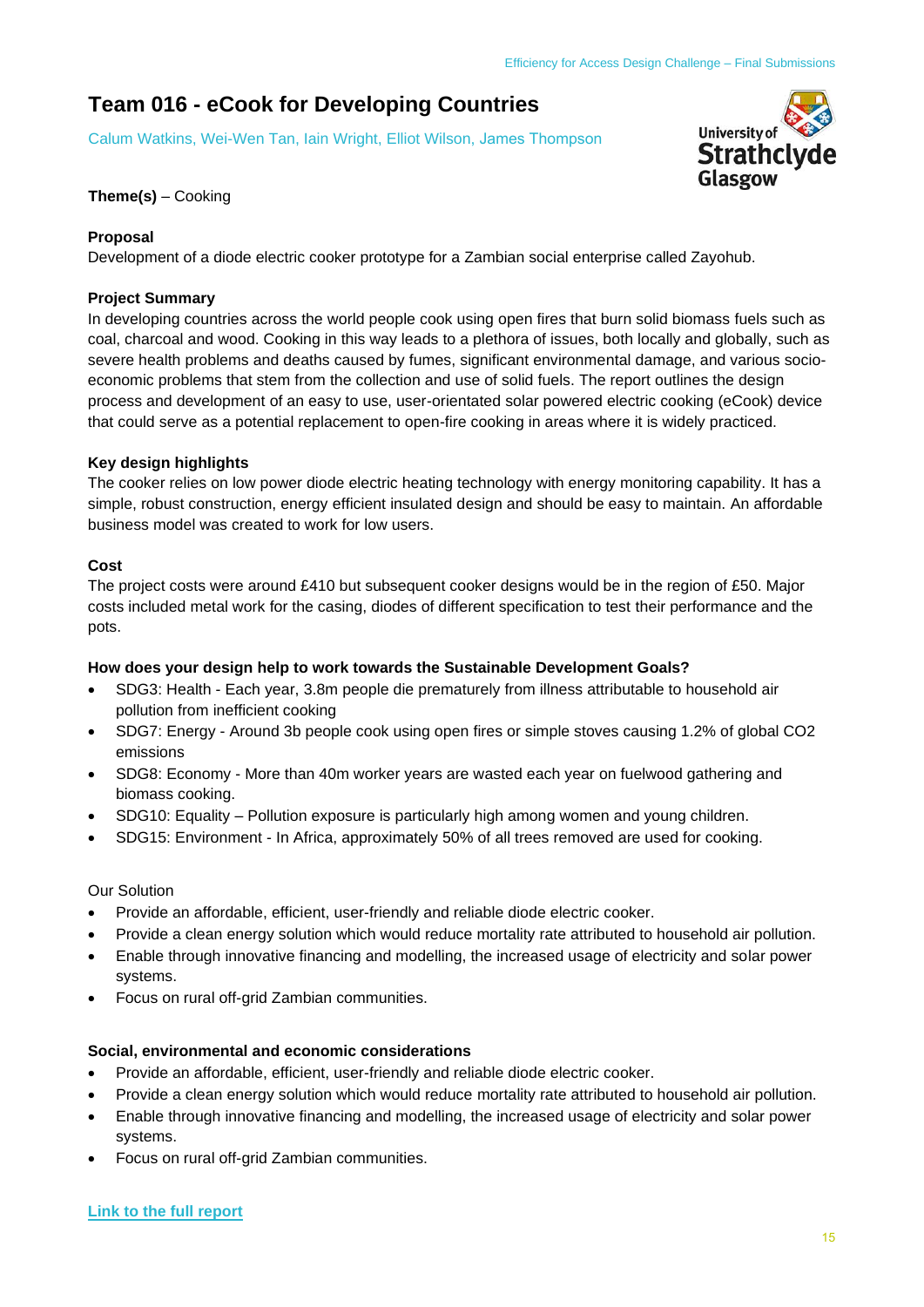## Team 016 - eCook for Developing Countries

Calum Watkins, Wei-Wen Tan, Iain Wright, Elliot Wilson, James Thompson

**Theme(s)** – Cooking

**Proposal**

Development of a diode electric cooker prototype for a Zambian social enterprise called Zayohub.

**Project Summary**

In developing countries across the world people cook using open fires that burn solid biomass fuels such as coal, charcoal and wood. Cooking in this way leads to a plethora of issues, both locally and globally, such as severe health problems and deaths caused by fumes, significant environmental damage, and various socio-economic problems that stem from the collection and use of solid fuels. The report outlines the design process and development of an easy to use, user-orientated solar powered electric cooking (eCook) device that could serve as a potential replacement to open-fire cooking in areas where it is widely practiced.

**Key design highlights**

The cooker relies on low power diode electric heating technology with energy monitoring capability. It has a simple, robust construction, energy efficient insulated design and should be easy to maintain. An affordable business model was created to work for low users.

**Cost**

The project costs were around £410 but subsequent cooker designs would be in the region of £50. Major costs included metal work for the casing, diodes of different specification to test their performance and the pots.

**How does your design help to work towards the Sustainable Development Goals?**

- SDG3: Health - Each year, 3.8m people die prematurely from illness attributable to household air pollution from inefficient cooking
- SDG7: Energy - Around 3b people cook using open fires or simple stoves causing 1.2% of global CO2 emissions
- SDG8: Economy - More than 40m worker years are wasted each year on fuelwood gathering and biomass cooking.
- SDG10: Equality – Pollution exposure is particularly high among women and young children.
- SDG15: Environment - In Africa, approximately 50% of all trees removed are used for cooking.

Our Solution

- Provide an affordable, efficient, user-friendly and reliable diode electric cooker.
- Provide a clean energy solution which would reduce mortality rate attributed to household air pollution.
- Enable through innovative financing and modelling, the increased usage of electricity and solar power systems.
- Focus on rural off-grid Zambian communities.

**Social, environmental and economic considerations**

- Provide an affordable, efficient, user-friendly and reliable diode electric cooker.
- Provide a clean energy solution which would reduce mortality rate attributed to household air pollution.
- Enable through innovative financing and modelling, the increased usage of electricity and solar power systems.
- Focus on rural off-grid Zambian communities.

**Link to the full report**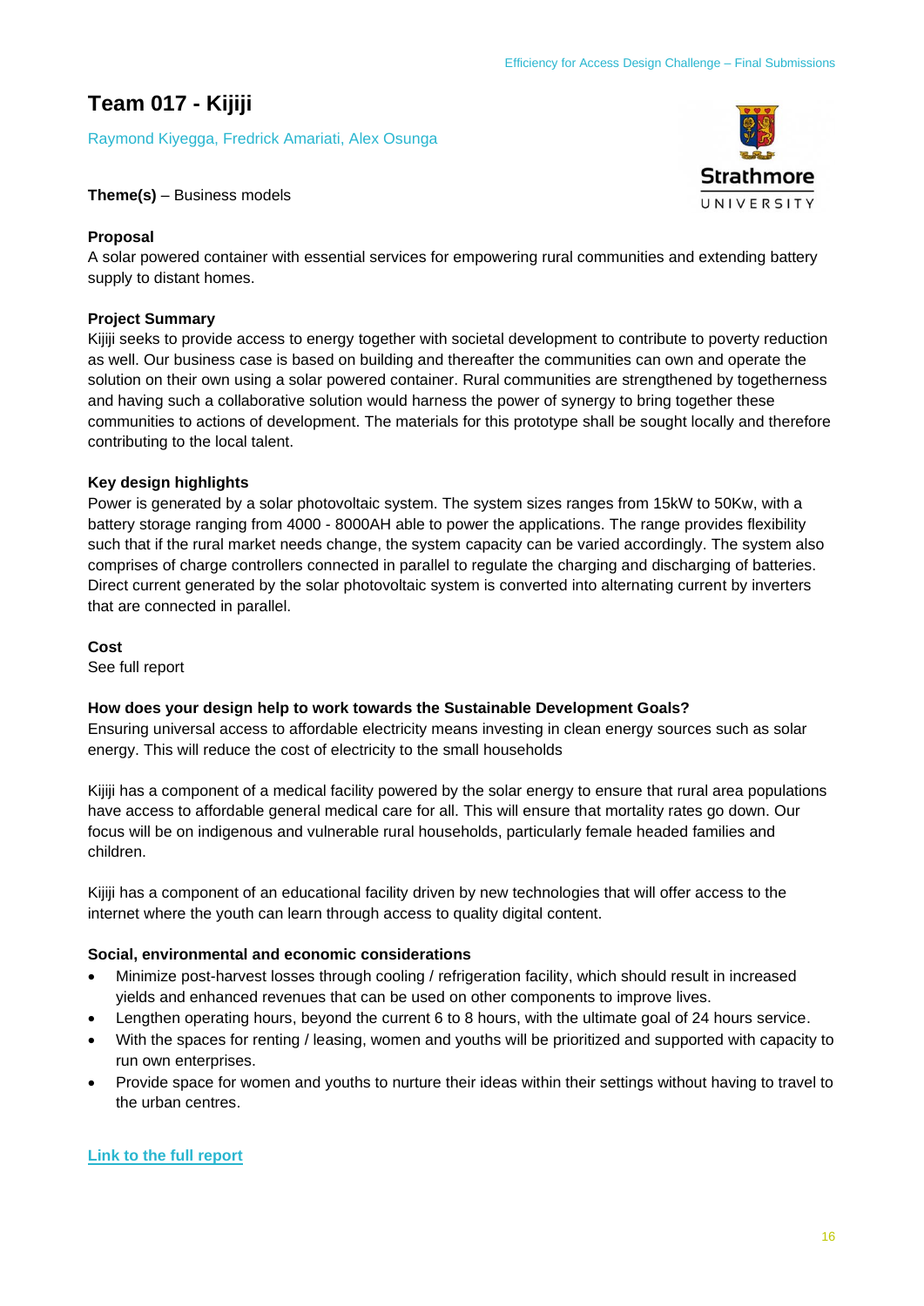# Team 017 - Kijiji

Raymond Kiyegga, Fredrick Amariati, Alex Osunga

**Theme(s)** – Business models

Strathmore UNIVERSITY

**Proposal**

A solar powered container with essential services for empowering rural communities and extending battery supply to distant homes.

**Project Summary**

Kijiji seeks to provide access to energy together with societal development to contribute to poverty reduction as well. Our business case is based on building and thereafter the communities can own and operate the solution on their own using a solar powered container. Rural communities are strengthened by togetherness and having such a collaborative solution would harness the power of synergy to bring together these communities to actions of development. The materials for this prototype shall be sought locally and therefore contributing to the local talent.

**Key design highlights**

Power is generated by a solar photovoltaic system. The system sizes ranges from 15kW to 50Kw, with a battery storage ranging from 4000 - 8000AH able to power the applications. The range provides flexibility such that if the rural market needs change, the system capacity can be varied accordingly. The system also comprises of charge controllers connected in parallel to regulate the charging and discharging of batteries. Direct current generated by the solar photovoltaic system is converted into alternating current by inverters that are connected in parallel.

**Cost**

See full report

**How does your design help to work towards the Sustainable Development Goals?**

Ensuring universal access to affordable electricity means investing in clean energy sources such as solar energy. This will reduce the cost of electricity to the small households

Kijiji has a component of a medical facility powered by the solar energy to ensure that rural area populations have access to affordable general medical care for all. This will ensure that mortality rates go down. Our focus will be on indigenous and vulnerable rural households, particularly female headed families and children.

Kijiji has a component of an educational facility driven by new technologies that will offer access to the internet where the youth can learn through access to quality digital content.

**Social, environmental and economic considerations**

- Minimize post-harvest losses through cooling / refrigeration facility, which should result in increased yields and enhanced revenues that can be used on other components to improve lives.
- Lengthen operating hours, beyond the current 6 to 8 hours, with the ultimate goal of 24 hours service.
- With the spaces for renting / leasing, women and youths will be prioritized and supported with capacity to run own enterprises.
- Provide space for women and youths to nurture their ideas within their settings without having to travel to the urban centres.

**Link to the full report**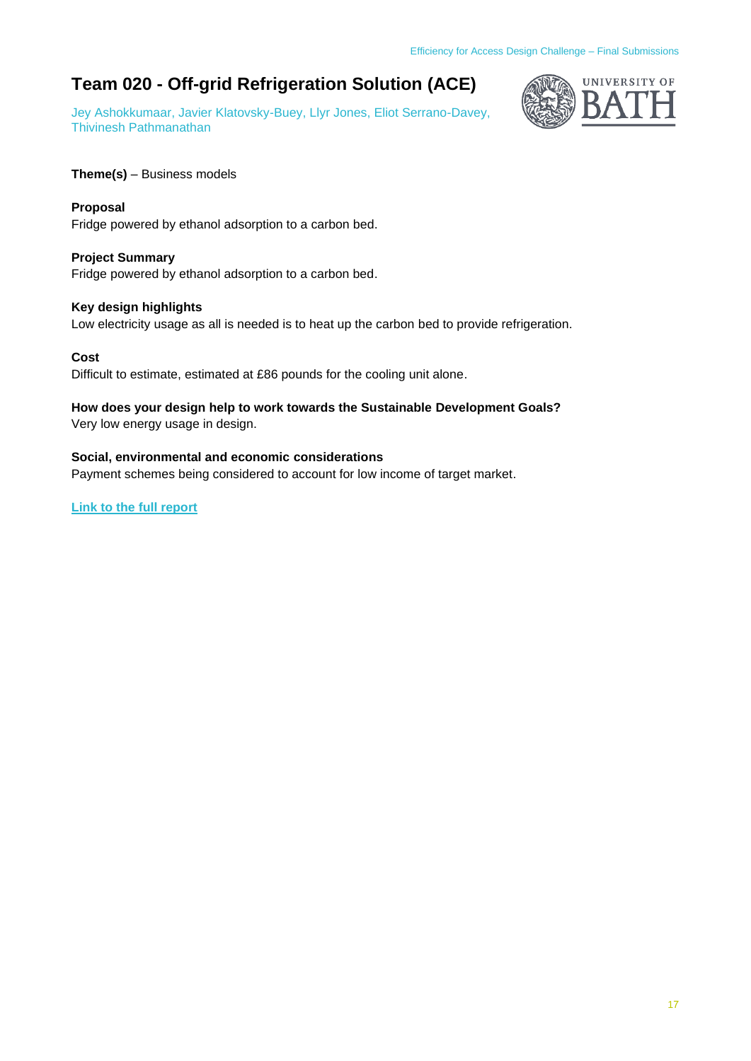# Team 020 - Off-grid Refrigeration Solution (ACE)

Jey Ashokkumaar, Javier Klatovsky-Buey, Llyr Jones, Eliot Serrano-Davey, Thivinesh Pathmanathan

UNIVERSITY OF BATH

**Theme(s)** – Business models

**Proposal**
Fridge powered by ethanol adsorption to a carbon bed.

**Project Summary**
Fridge powered by ethanol adsorption to a carbon bed.

**Key design highlights**
Low electricity usage as all is needed is to heat up the carbon bed to provide refrigeration.

**Cost**
Difficult to estimate, estimated at £86 pounds for the cooling unit alone.

**How does your design help to work towards the Sustainable Development Goals?**
Very low energy usage in design.

**Social, environmental and economic considerations**
Payment schemes being considered to account for low income of target market.

**Link to the full report**